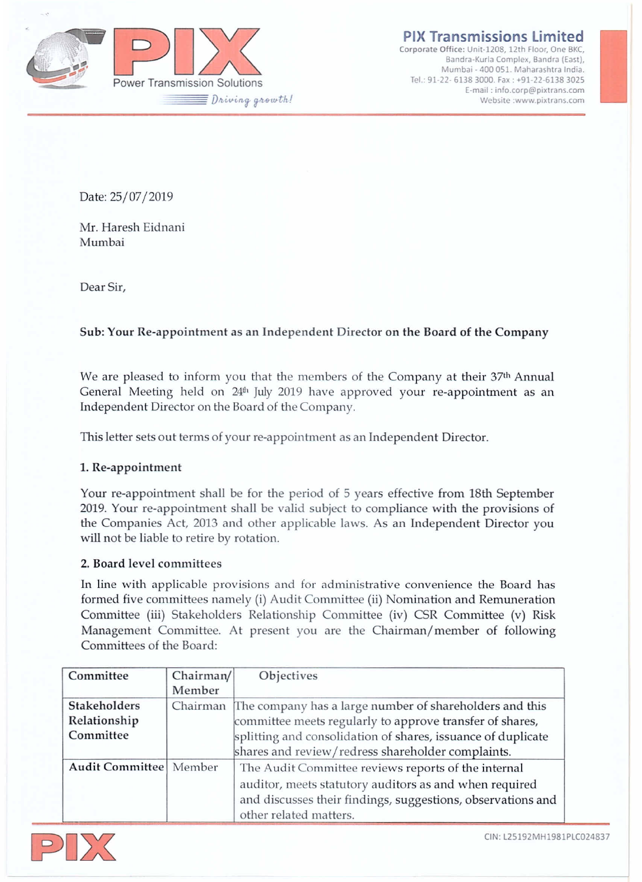**PIX Transmissions Limited**
Corporate Office: Unit-1208, 12th Floor, One BKC, Bandra-Kurla Complex, Bandra (East), Mumbai - 400 051. Maharashtra India.
Tel.: 91-22- 6138 3000. Fax : +91-22-6138 3025
E-mail : info.corp@pixtrans.com
Website :www.pixtrans.com

Date: 25/07/2019

Mr. Haresh Eidnani
Mumbai

Dear Sir,

**Sub: Your Re-appointment as an Independent Director on the Board of the Company**

We are pleased to inform you that the members of the Company at their 37th Annual General Meeting held on 24th July 2019 have approved your re-appointment as an Independent Director on the Board of the Company.

This letter sets out terms of your re-appointment as an Independent Director.

**1. Re-appointment**

Your re-appointment shall be for the period of 5 years effective from 18th September 2019. Your re-appointment shall be valid subject to compliance with the provisions of the Companies Act, 2013 and other applicable laws. As an Independent Director you will not be liable to retire by rotation.

**2. Board level committees**

In line with applicable provisions and for administrative convenience the Board has formed five committees namely (i) Audit Committee (ii) Nomination and Remuneration Committee (iii) Stakeholders Relationship Committee (iv) CSR Committee (v) Risk Management Committee. At present you are the Chairman/member of following Committees of the Board:

| Committee | Chairman/ Member | Objectives |
|---|---|---|
| **Stakeholders Relationship Committee** | Chairman | The company has a large number of shareholders and this committee meets regularly to approve transfer of shares, splitting and consolidation of shares, issuance of duplicate shares and review/redress shareholder complaints. |
| **Audit Committee** | Member | The Audit Committee reviews reports of the internal auditor, meets statutory auditors as and when required and discusses their findings, suggestions, observations and other related matters. |

CIN: L25192MH1981PLC024837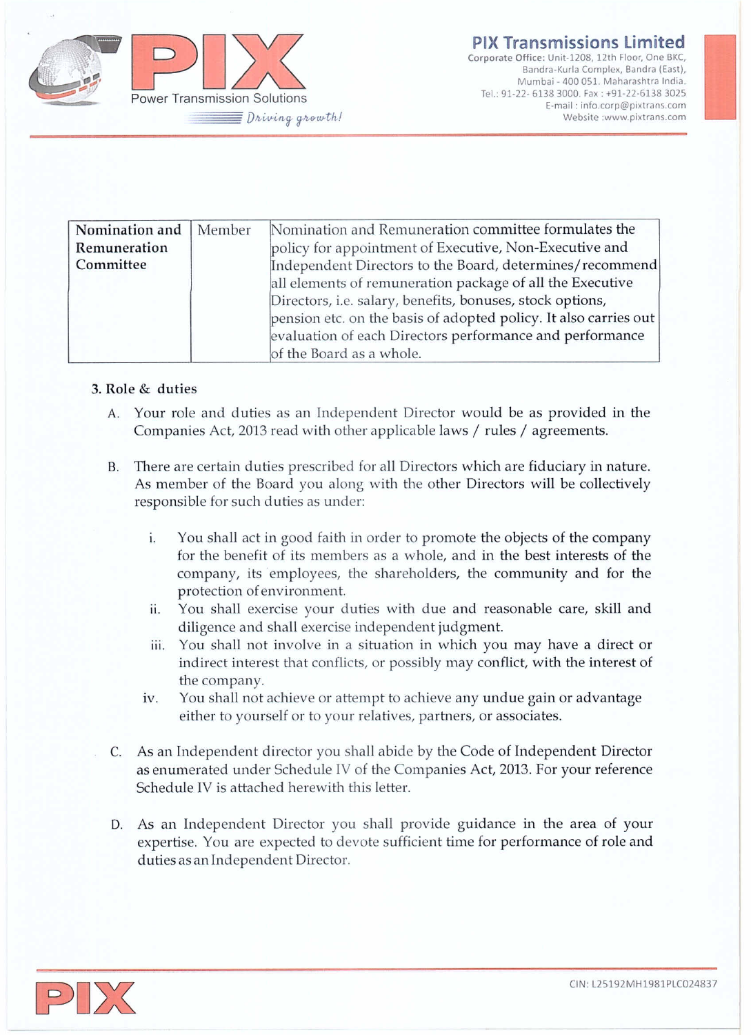| Nomination and Remuneration Committee | Member | Nomination and Remuneration committee formulates the policy for appointment of Executive, Non-Executive and Independent Directors to the Board, determines/recommend all elements of remuneration package of all the Executive Directors, i.e. salary, benefits, bonuses, stock options, pension etc. on the basis of adopted policy. It also carries out evaluation of each Directors performance and performance of the Board as a whole. |
|---|---|---|

**3. Role & duties**

A. Your role and duties as an Independent Director would be as provided in the Companies Act, 2013 read with other applicable laws / rules / agreements.

B. There are certain duties prescribed for all Directors which are fiduciary in nature. As member of the Board you along with the other Directors will be collectively responsible for such duties as under:

   i. You shall act in good faith in order to promote the objects of the company for the benefit of its members as a whole, and in the best interests of the company, its employees, the shareholders, the community and for the protection of environment.

   ii. You shall exercise your duties with due and reasonable care, skill and diligence and shall exercise independent judgment.

   iii. You shall not involve in a situation in which you may have a direct or indirect interest that conflicts, or possibly may conflict, with the interest of the company.

   iv. You shall not achieve or attempt to achieve any undue gain or advantage either to yourself or to your relatives, partners, or associates.

C. As an Independent director you shall abide by the Code of Independent Director as enumerated under Schedule IV of the Companies Act, 2013. For your reference Schedule IV is attached herewith this letter.

D. As an Independent Director you shall provide guidance in the area of your expertise. You are expected to devote sufficient time for performance of role and duties as an Independent Director.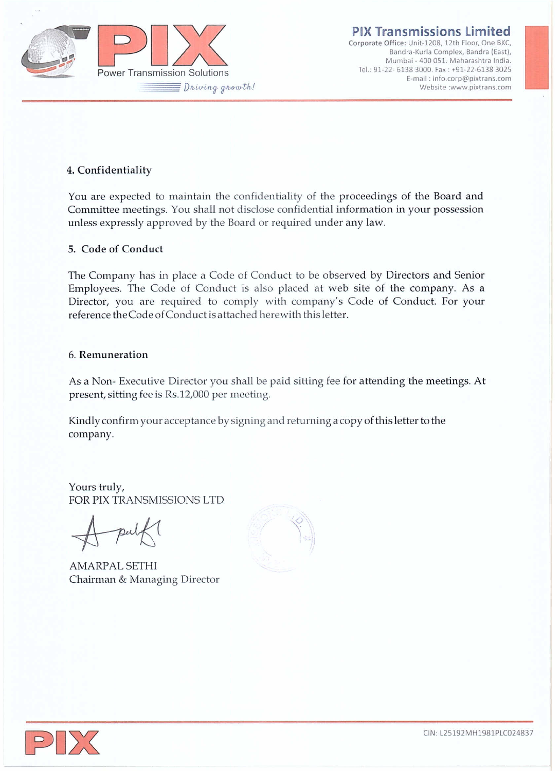**4. Confidentiality**

You are expected to maintain the confidentiality of the proceedings of the Board and Committee meetings. You shall not disclose confidential information in your possession unless expressly approved by the Board or required under any law.

**5. Code of Conduct**

The Company has in place a Code of Conduct to be observed by Directors and Senior Employees. The Code of Conduct is also placed at web site of the company. As a Director, you are required to comply with company's Code of Conduct. For your reference the Code of Conduct is attached herewith this letter.

6. **Remuneration**

As a Non- Executive Director you shall be paid sitting fee for attending the meetings. At present, sitting fee is Rs.12,000 per meeting.

Kindly confirm your acceptance by signing and returning a copy of this letter to the company.

Yours truly,
FOR PIX TRANSMISSIONS LTD

AMARPAL SETHI
Chairman & Managing Director